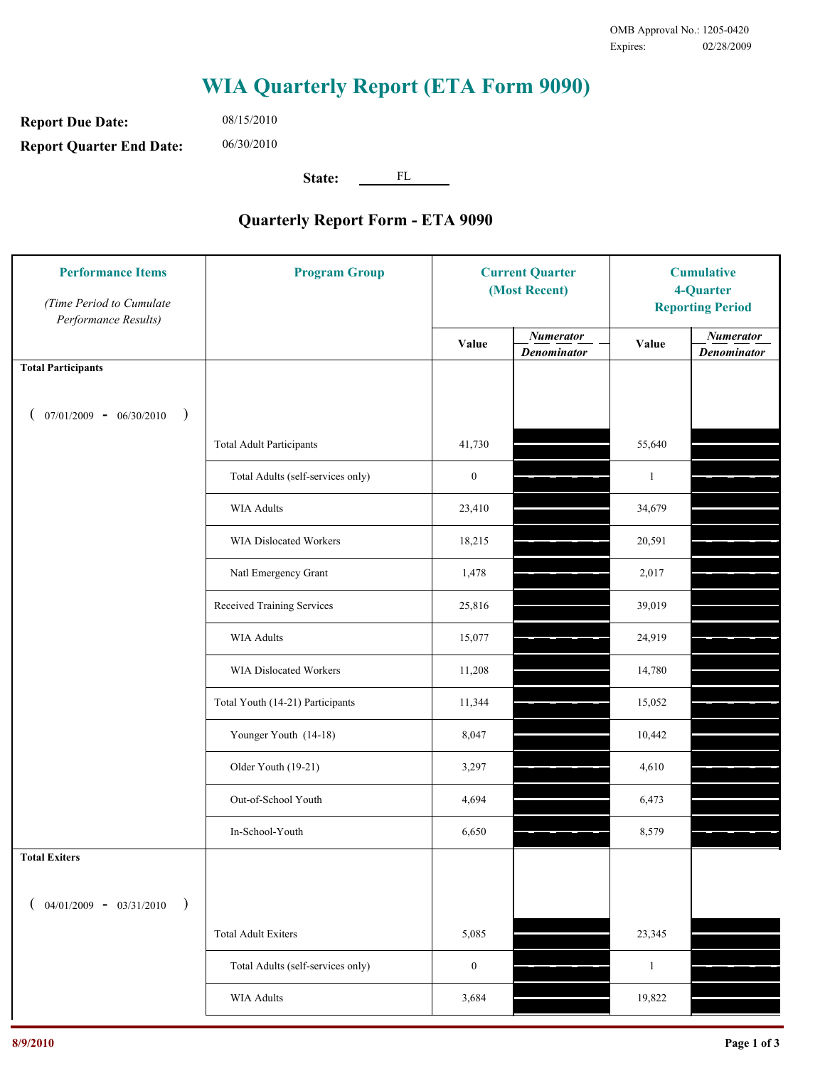OMB Approval No.: 1205-0420
Expires: 02/28/2009

# WIA Quarterly Report (ETA Form 9090)

**Report Due Date:** 08/15/2010

**Report Quarter End Date:** 06/30/2010

**State:** FL

## Quarterly Report Form - ETA 9090

| Performance Items *(Time Period to Cumulate Performance Results)* | Program Group | Current Quarter (Most Recent) | | Cumulative 4-Quarter Reporting Period | |
|---|---|---|---|---|---|
| | | Value | *Numerator / Denominator* | Value | *Numerator / Denominator* |
| **Total Participants** ( 07/01/2009 - 06/30/2010 ) | | | | | |
| | Total Adult Participants | 41,730 | | 55,640 | |
| | Total Adults (self-services only) | 0 | | 1 | |
| | WIA Adults | 23,410 | | 34,679 | |
| | WIA Dislocated Workers | 18,215 | | 20,591 | |
| | Natl Emergency Grant | 1,478 | | 2,017 | |
| | Received Training Services | 25,816 | | 39,019 | |
| | WIA Adults | 15,077 | | 24,919 | |
| | WIA Dislocated Workers | 11,208 | | 14,780 | |
| | Total Youth (14-21) Participants | 11,344 | | 15,052 | |
| | Younger Youth (14-18) | 8,047 | | 10,442 | |
| | Older Youth (19-21) | 3,297 | | 4,610 | |
| | Out-of-School Youth | 4,694 | | 6,473 | |
| | In-School-Youth | 6,650 | | 8,579 | |
| **Total Exiters** ( 04/01/2009 - 03/31/2010 ) | | | | | |
| | Total Adult Exiters | 5,085 | | 23,345 | |
| | Total Adults (self-services only) | 0 | | 1 | |
| | WIA Adults | 3,684 | | 19,822 | |

8/9/2010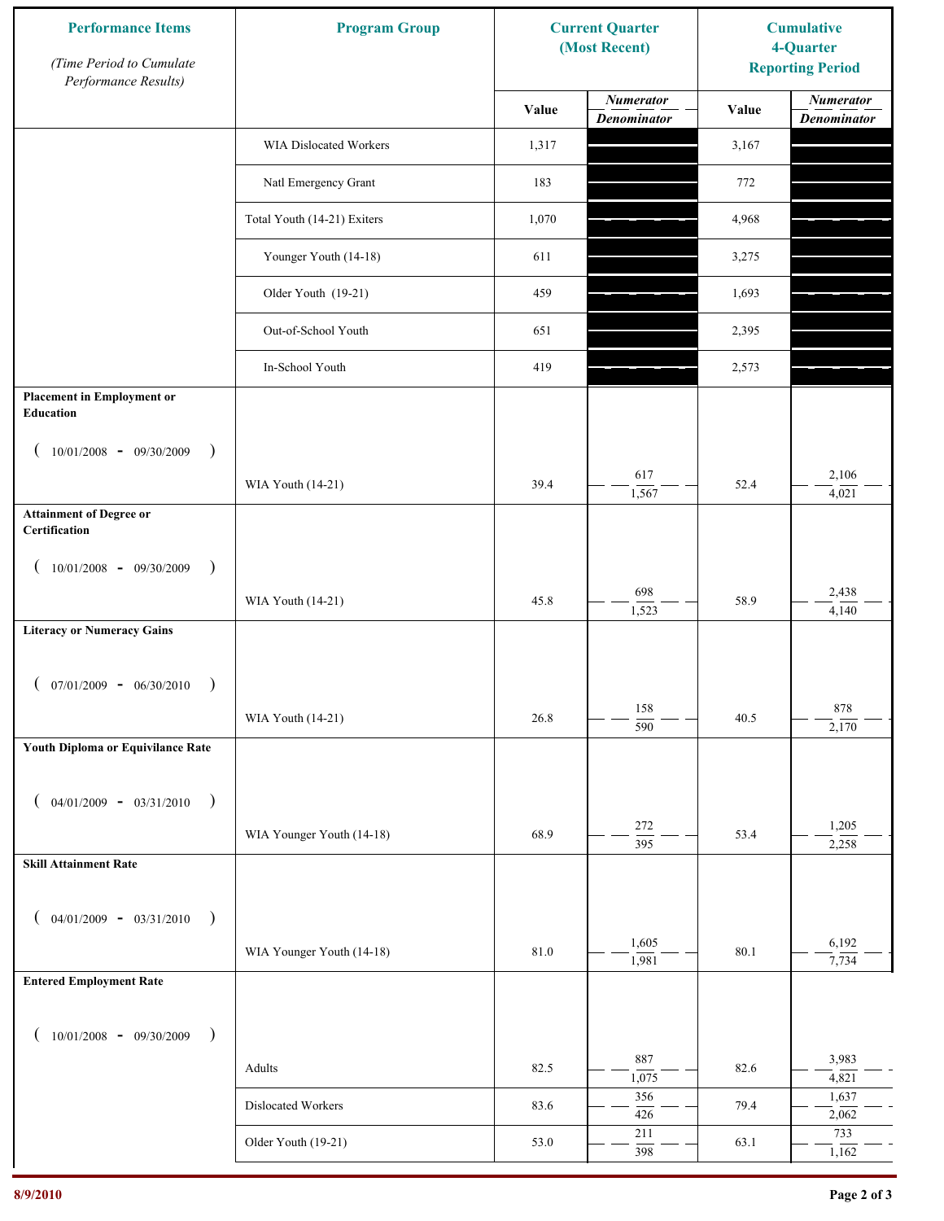| Performance Items (Time Period to Cumulate Performance Results) | Program Group | Current Quarter (Most Recent) | | Cumulative 4-Quarter Reporting Period | |
|---|---|---|---|---|---|
| | | Value | Numerator / Denominator | Value | Numerator / Denominator |
| | WIA Dislocated Workers | 1,317 | | 3,167 | |
| | Natl Emergency Grant | 183 | | 772 | |
| | Total Youth (14-21) Exiters | 1,070 | | 4,968 | |
| | Younger Youth (14-18) | 611 | | 3,275 | |
| | Older Youth (19-21) | 459 | | 1,693 | |
| | Out-of-School Youth | 651 | | 2,395 | |
| | In-School Youth | 419 | | 2,573 | |
| **Placement in Employment or Education** ( 10/01/2008 - 09/30/2009 ) | WIA Youth (14-21) | 39.4 | 617 / 1,567 | 52.4 | 2,106 / 4,021 |
| **Attainment of Degree or Certification** ( 10/01/2008 - 09/30/2009 ) | WIA Youth (14-21) | 45.8 | 698 / 1,523 | 58.9 | 2,438 / 4,140 |
| **Literacy or Numeracy Gains** ( 07/01/2009 - 06/30/2010 ) | WIA Youth (14-21) | 26.8 | 158 / 590 | 40.5 | 878 / 2,170 |
| **Youth Diploma or Equivilance Rate** ( 04/01/2009 - 03/31/2010 ) | WIA Younger Youth (14-18) | 68.9 | 272 / 395 | 53.4 | 1,205 / 2,258 |
| **Skill Attainment Rate** ( 04/01/2009 - 03/31/2010 ) | WIA Younger Youth (14-18) | 81.0 | 1,605 / 1,981 | 80.1 | 6,192 / 7,734 |
| **Entered Employment Rate** ( 10/01/2008 - 09/30/2009 ) | Adults | 82.5 | 887 / 1,075 | 82.6 | 3,983 / 4,821 |
| | Dislocated Workers | 83.6 | 356 / 426 | 79.4 | 1,637 / 2,062 |
| | Older Youth (19-21) | 53.0 | 211 / 398 | 63.1 | 733 / 1,162 |

8/9/2010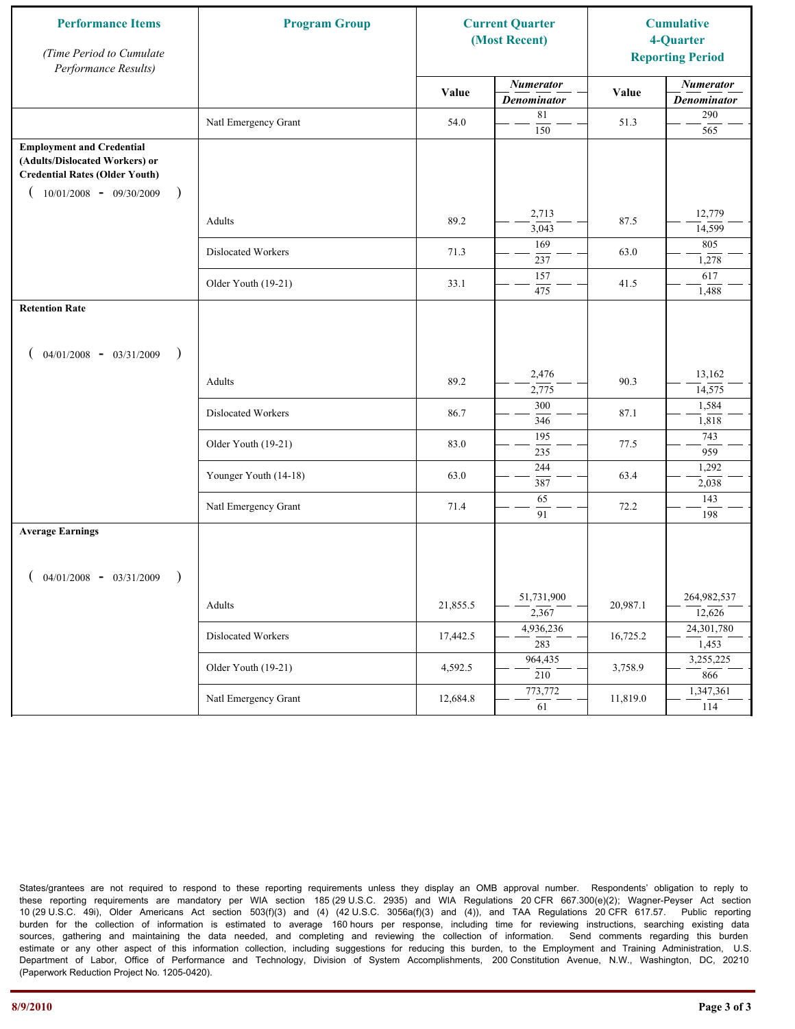| Performance Items *(Time Period to Cumulate Performance Results)* | Program Group | Current Quarter (Most Recent) | | Cumulative 4-Quarter Reporting Period | |
|---|---|---|---|---|---|
| | | Value | *Numerator* / *Denominator* | Value | *Numerator* / *Denominator* |
| | Natl Emergency Grant | 54.0 | 81 / 150 | 51.3 | 290 / 565 |
| **Employment and Credential (Adults/Dislocated Workers) or Credential Rates (Older Youth)** ( 10/01/2008 - 09/30/2009 ) | Adults | 89.2 | 2,713 / 3,043 | 87.5 | 12,779 / 14,599 |
| | Dislocated Workers | 71.3 | 169 / 237 | 63.0 | 805 / 1,278 |
| | Older Youth (19-21) | 33.1 | 157 / 475 | 41.5 | 617 / 1,488 |
| **Retention Rate** ( 04/01/2008 - 03/31/2009 ) | Adults | 89.2 | 2,476 / 2,775 | 90.3 | 13,162 / 14,575 |
| | Dislocated Workers | 86.7 | 300 / 346 | 87.1 | 1,584 / 1,818 |
| | Older Youth (19-21) | 83.0 | 195 / 235 | 77.5 | 743 / 959 |
| | Younger Youth (14-18) | 63.0 | 244 / 387 | 63.4 | 1,292 / 2,038 |
| | Natl Emergency Grant | 71.4 | 65 / 91 | 72.2 | 143 / 198 |
| **Average Earnings** ( 04/01/2008 - 03/31/2009 ) | Adults | 21,855.5 | 51,731,900 / 2,367 | 20,987.1 | 264,982,537 / 12,626 |
| | Dislocated Workers | 17,442.5 | 4,936,236 / 283 | 16,725.2 | 24,301,780 / 1,453 |
| | Older Youth (19-21) | 4,592.5 | 964,435 / 210 | 3,758.9 | 3,255,225 / 866 |
| | Natl Emergency Grant | 12,684.8 | 773,772 / 61 | 11,819.0 | 1,347,361 / 114 |

States/grantees are not required to respond to these reporting requirements unless they display an OMB approval number. Respondents' obligation to reply to these reporting requirements are mandatory per WIA section 185 (29 U.S.C. 2935) and WIA Regulations 20 CFR 667.300(e)(2); Wagner-Peyser Act section 10 (29 U.S.C. 49i), Older Americans Act section 503(f)(3) and (4) (42 U.S.C. 3056a(f)(3) and (4)), and TAA Regulations 20 CFR 617.57. Public reporting burden for the collection of information is estimated to average 160 hours per response, including time for reviewing instructions, searching existing data sources, gathering and maintaining the data needed, and completing and reviewing the collection of information. Send comments regarding this burden estimate or any other aspect of this information collection, including suggestions for reducing this burden, to the Employment and Training Administration, U.S. Department of Labor, Office of Performance and Technology, Division of System Accomplishments, 200 Constitution Avenue, N.W., Washington, DC, 20210 (Paperwork Reduction Project No. 1205-0420).

8/9/2010